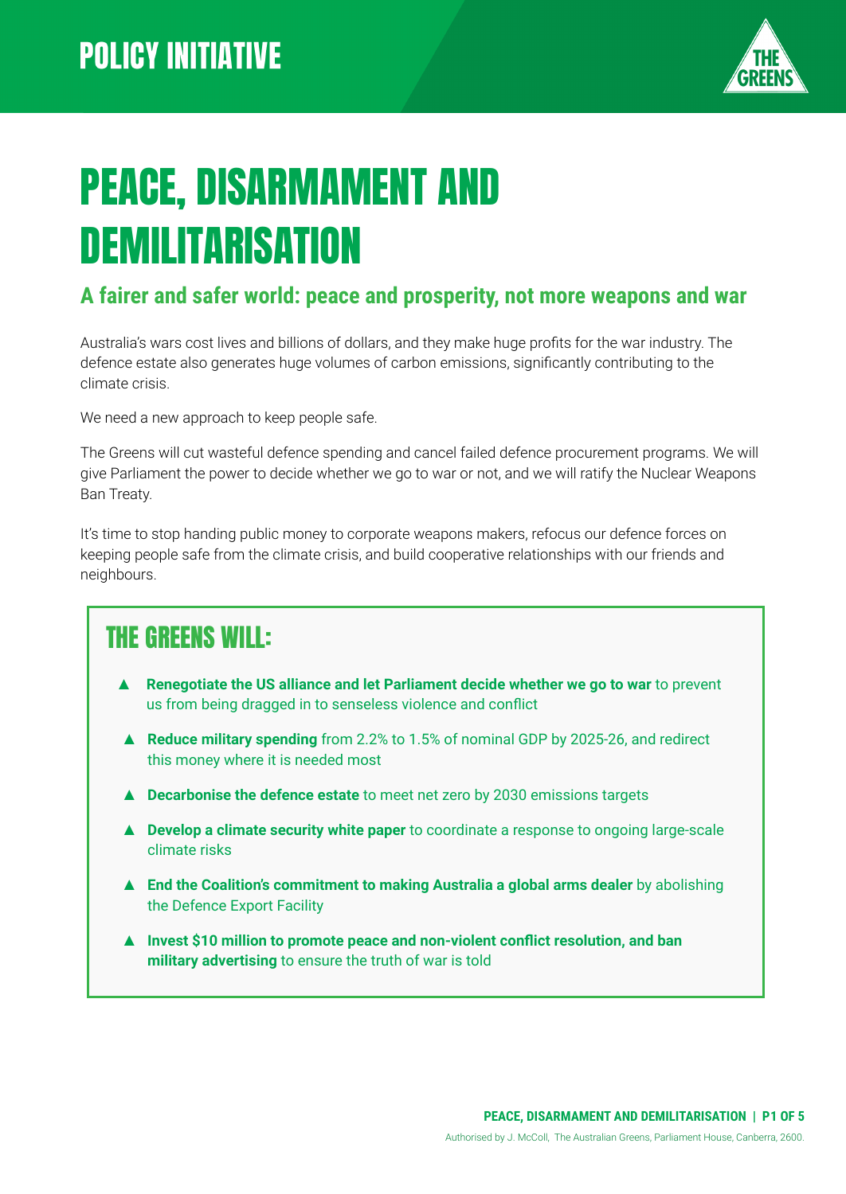POLICY INITIATIVE

# PEACE, DISARMAMENT AND DEMILITARISATION

## A fairer and safer world: peace and prosperity, not more weapons and war

Australia's wars cost lives and billions of dollars, and they make huge profits for the war industry. The defence estate also generates huge volumes of carbon emissions, significantly contributing to the climate crisis.

We need a new approach to keep people safe.

The Greens will cut wasteful defence spending and cancel failed defence procurement programs. We will give Parliament the power to decide whether we go to war or not, and we will ratify the Nuclear Weapons Ban Treaty.

It's time to stop handing public money to corporate weapons makers, refocus our defence forces on keeping people safe from the climate crisis, and build cooperative relationships with our friends and neighbours.

### THE GREENS WILL:

- **Renegotiate the US alliance and let Parliament decide whether we go to war** to prevent us from being dragged in to senseless violence and conflict
- **Reduce military spending** from 2.2% to 1.5% of nominal GDP by 2025-26, and redirect this money where it is needed most
- **Decarbonise the defence estate** to meet net zero by 2030 emissions targets
- **Develop a climate security white paper** to coordinate a response to ongoing large-scale climate risks
- **End the Coalition's commitment to making Australia a global arms dealer** by abolishing the Defence Export Facility
- **Invest $10 million to promote peace and non-violent conflict resolution, and ban military advertising** to ensure the truth of war is told

Authorised by J. McColl, The Australian Greens, Parliament House, Canberra, 2600.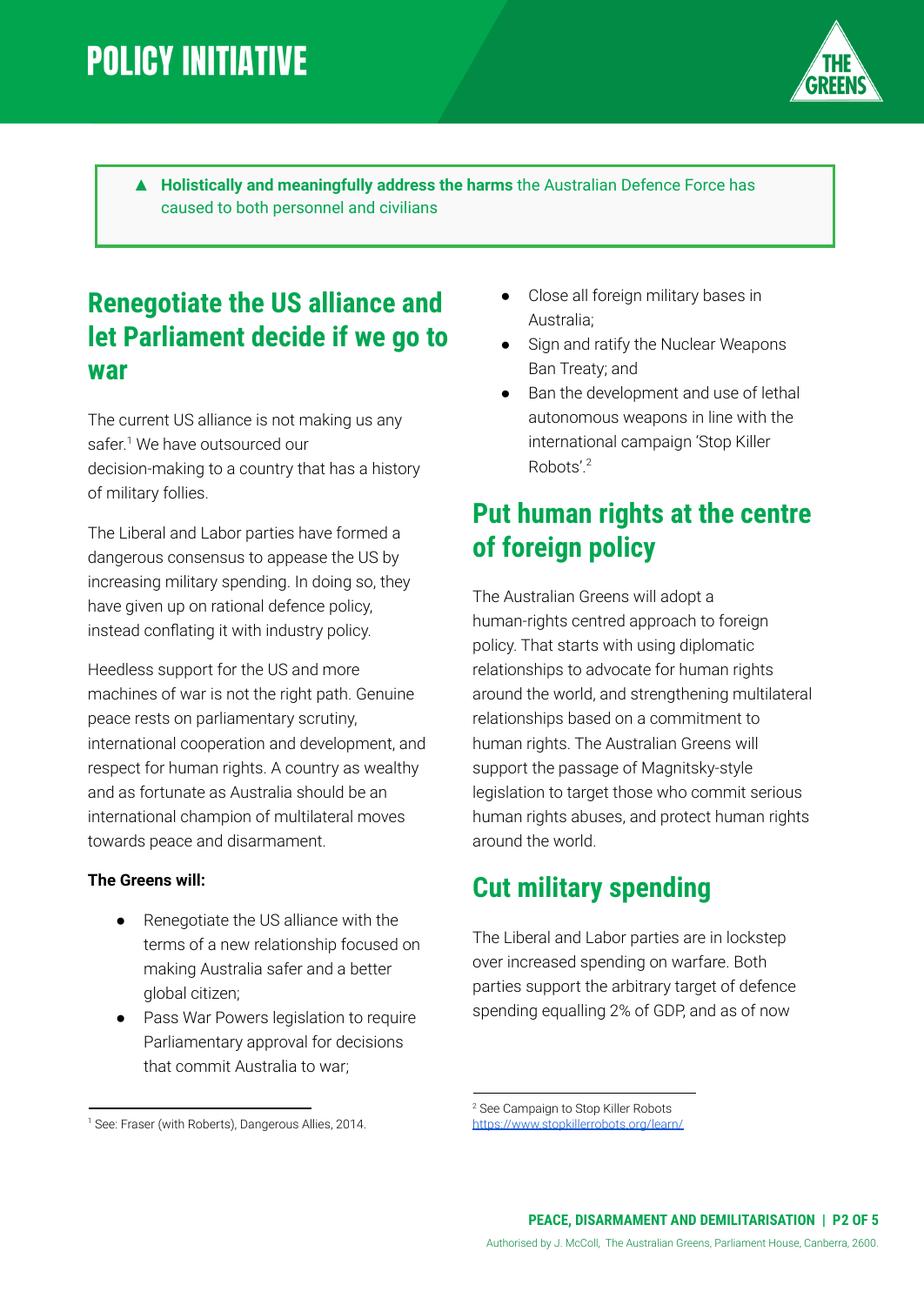- **Holistically and meaningfully address the harms** the Australian Defence Force has caused to both personnel and civilians

## Renegotiate the US alliance and let Parliament decide if we go to war

The current US alliance is not making us any safer.[1] We have outsourced our decision-making to a country that has a history of military follies.

The Liberal and Labor parties have formed a dangerous consensus to appease the US by increasing military spending. In doing so, they have given up on rational defence policy, instead conflating it with industry policy.

Heedless support for the US and more machines of war is not the right path. Genuine peace rests on parliamentary scrutiny, international cooperation and development, and respect for human rights. A country as wealthy and as fortunate as Australia should be an international champion of multilateral moves towards peace and disarmament.

**The Greens will:**

- Renegotiate the US alliance with the terms of a new relationship focused on making Australia safer and a better global citizen;
- Pass War Powers legislation to require Parliamentary approval for decisions that commit Australia to war;
- Close all foreign military bases in Australia;
- Sign and ratify the Nuclear Weapons Ban Treaty; and
- Ban the development and use of lethal autonomous weapons in line with the international campaign 'Stop Killer Robots'.[2]

## Put human rights at the centre of foreign policy

The Australian Greens will adopt a human-rights centred approach to foreign policy. That starts with using diplomatic relationships to advocate for human rights around the world, and strengthening multilateral relationships based on a commitment to human rights. The Australian Greens will support the passage of Magnitsky-style legislation to target those who commit serious human rights abuses, and protect human rights around the world.

## Cut military spending

The Liberal and Labor parties are in lockstep over increased spending on warfare. Both parties support the arbitrary target of defence spending equalling 2% of GDP, and as of now

---

[1] See: Fraser (with Roberts), Dangerous Allies, 2014.

[2] See Campaign to Stop Killer Robots https://www.stopkillerrobots.org/learn/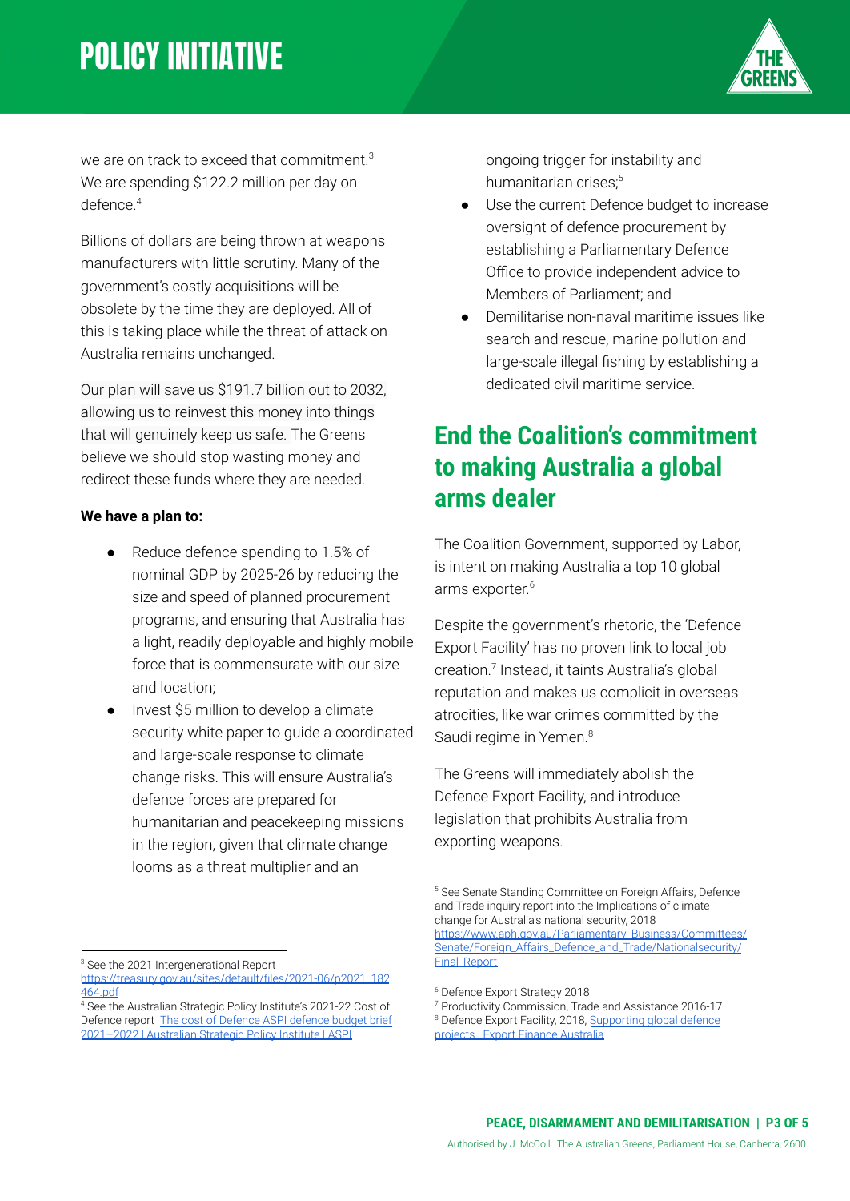we are on track to exceed that commitment.[3] We are spending $122.2 million per day on defence.[4]

Billions of dollars are being thrown at weapons manufacturers with little scrutiny. Many of the government's costly acquisitions will be obsolete by the time they are deployed. All of this is taking place while the threat of attack on Australia remains unchanged.

Our plan will save us $191.7 billion out to 2032, allowing us to reinvest this money into things that will genuinely keep us safe. The Greens believe we should stop wasting money and redirect these funds where they are needed.

**We have a plan to:**

- Reduce defence spending to 1.5% of nominal GDP by 2025-26 by reducing the size and speed of planned procurement programs, and ensuring that Australia has a light, readily deployable and highly mobile force that is commensurate with our size and location;
- Invest $5 million to develop a climate security white paper to guide a coordinated and large-scale response to climate change risks. This will ensure Australia's defence forces are prepared for humanitarian and peacekeeping missions in the region, given that climate change looms as a threat multiplier and an ongoing trigger for instability and humanitarian crises;[5]
- Use the current Defence budget to increase oversight of defence procurement by establishing a Parliamentary Defence Office to provide independent advice to Members of Parliament; and
- Demilitarise non-naval maritime issues like search and rescue, marine pollution and large-scale illegal fishing by establishing a dedicated civil maritime service.

## End the Coalition's commitment to making Australia a global arms dealer

The Coalition Government, supported by Labor, is intent on making Australia a top 10 global arms exporter.[6]

Despite the government's rhetoric, the 'Defence Export Facility' has no proven link to local job creation.[7] Instead, it taints Australia's global reputation and makes us complicit in overseas atrocities, like war crimes committed by the Saudi regime in Yemen.[8]

The Greens will immediately abolish the Defence Export Facility, and introduce legislation that prohibits Australia from exporting weapons.

---

[3] See the 2021 Intergenerational Report https://treasury.gov.au/sites/default/files/2021-06/p2021_182464.pdf

[4] See the Australian Strategic Policy Institute's 2021-22 Cost of Defence report The cost of Defence ASPI defence budget brief 2021–2022 | Australian Strategic Policy Institute | ASPI

[5] See Senate Standing Committee on Foreign Affairs, Defence and Trade inquiry report into the Implications of climate change for Australia's national security, 2018 https://www.aph.gov.au/Parliamentary_Business/Committees/Senate/Foreign_Affairs_Defence_and_Trade/Nationalsecurity/Final_Report

[6] Defence Export Strategy 2018

[7] Productivity Commission, Trade and Assistance 2016-17.

[8] Defence Export Facility, 2018, Supporting global defence projects | Export Finance Australia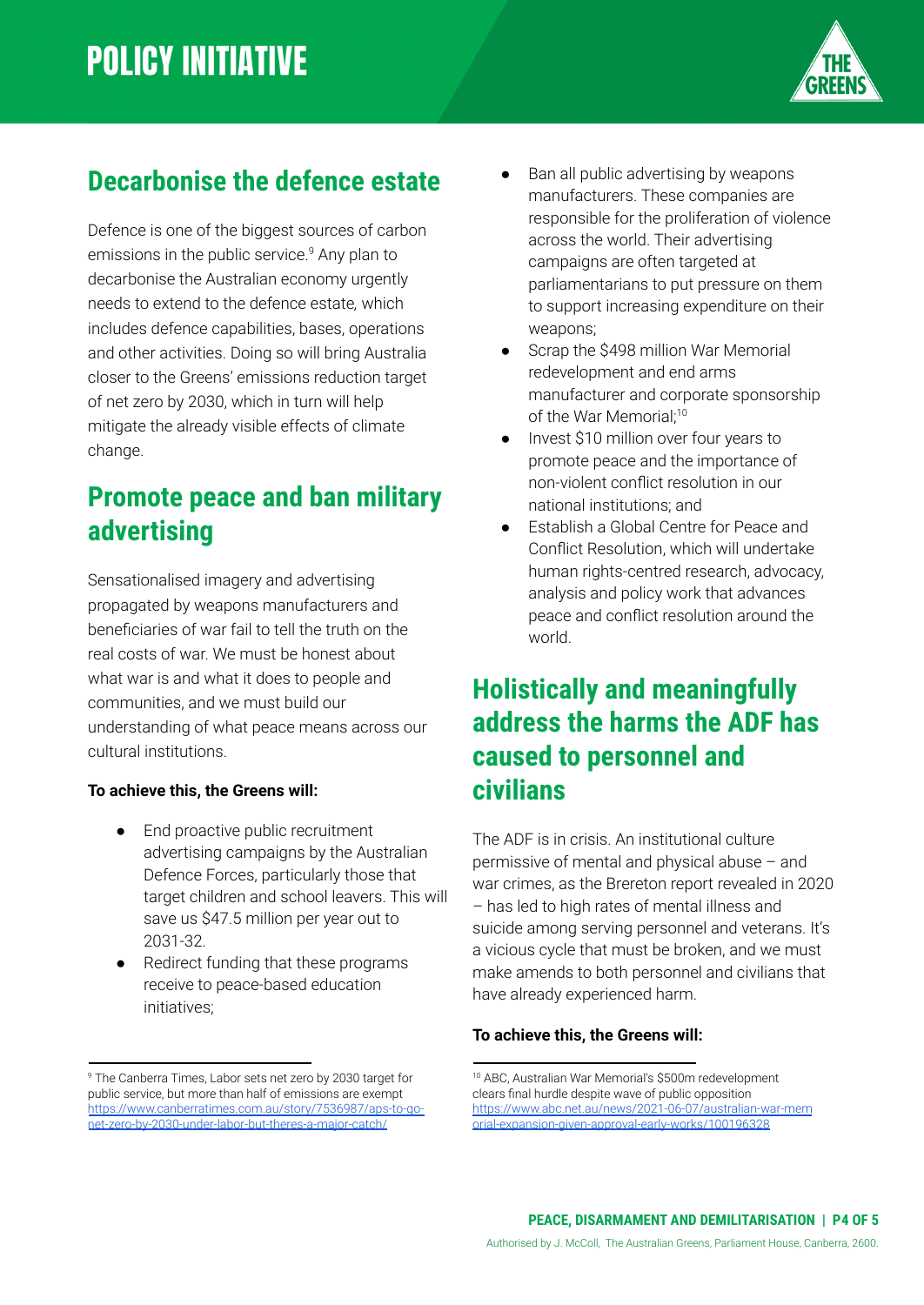## Decarbonise the defence estate

Defence is one of the biggest sources of carbon emissions in the public service.[9] Any plan to decarbonise the Australian economy urgently needs to extend to the defence estate, which includes defence capabilities, bases, operations and other activities. Doing so will bring Australia closer to the Greens' emissions reduction target of net zero by 2030, which in turn will help mitigate the already visible effects of climate change.

## Promote peace and ban military advertising

Sensationalised imagery and advertising propagated by weapons manufacturers and beneficiaries of war fail to tell the truth on the real costs of war. We must be honest about what war is and what it does to people and communities, and we must build our understanding of what peace means across our cultural institutions.

**To achieve this, the Greens will:**

- End proactive public recruitment advertising campaigns by the Australian Defence Forces, particularly those that target children and school leavers. This will save us $47.5 million per year out to 2031-32.
- Redirect funding that these programs receive to peace-based education initiatives;
- Ban all public advertising by weapons manufacturers. These companies are responsible for the proliferation of violence across the world. Their advertising campaigns are often targeted at parliamentarians to put pressure on them to support increasing expenditure on their weapons;
- Scrap the $498 million War Memorial redevelopment and end arms manufacturer and corporate sponsorship of the War Memorial;[10]
- Invest $10 million over four years to promote peace and the importance of non-violent conflict resolution in our national institutions; and
- Establish a Global Centre for Peace and Conflict Resolution, which will undertake human rights-centred research, advocacy, analysis and policy work that advances peace and conflict resolution around the world.

## Holistically and meaningfully address the harms the ADF has caused to personnel and civilians

The ADF is in crisis. An institutional culture permissive of mental and physical abuse – and war crimes, as the Brereton report revealed in 2020 – has led to high rates of mental illness and suicide among serving personnel and veterans. It's a vicious cycle that must be broken, and we must make amends to both personnel and civilians that have already experienced harm.

**To achieve this, the Greens will:**

---

[9] The Canberra Times, Labor sets net zero by 2030 target for public service, but more than half of emissions are exempt https://www.canberratimes.com.au/story/7536987/aps-to-go-net-zero-by-2030-under-labor-but-theres-a-major-catch/

[10] ABC, Australian War Memorial's $500m redevelopment clears final hurdle despite wave of public opposition https://www.abc.net.au/news/2021-06-07/australian-war-memorial-expansion-given-approval-early-works/100196328

Authorised by J. McColl, The Australian Greens, Parliament House, Canberra, 2600.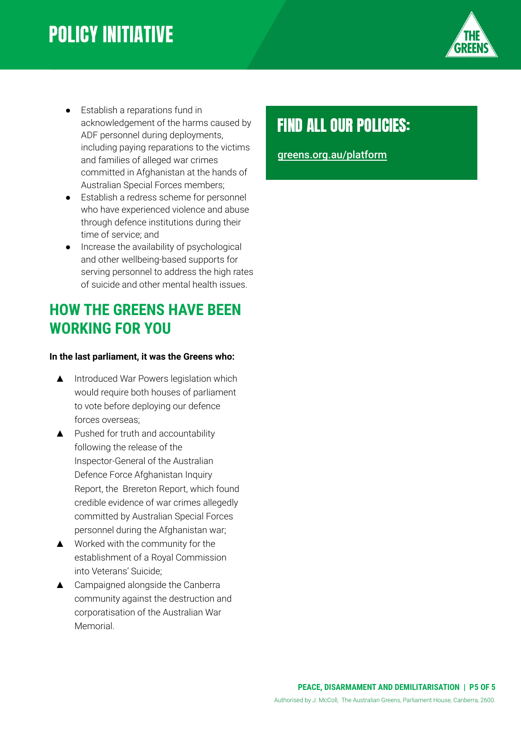# POLICY INITIATIVE

- Establish a reparations fund in acknowledgement of the harms caused by ADF personnel during deployments, including paying reparations to the victims and families of alleged war crimes committed in Afghanistan at the hands of Australian Special Forces members;
- Establish a redress scheme for personnel who have experienced violence and abuse through defence institutions during their time of service; and
- Increase the availability of psychological and other wellbeing-based supports for serving personnel to address the high rates of suicide and other mental health issues.

## HOW THE GREENS HAVE BEEN WORKING FOR YOU

**In the last parliament, it was the Greens who:**

- Introduced War Powers legislation which would require both houses of parliament to vote before deploying our defence forces overseas;
- Pushed for truth and accountability following the release of the Inspector-General of the Australian Defence Force Afghanistan Inquiry Report, the Brereton Report, which found credible evidence of war crimes allegedly committed by Australian Special Forces personnel during the Afghanistan war;
- Worked with the community for the establishment of a Royal Commission into Veterans' Suicide;
- Campaigned alongside the Canberra community against the destruction and corporatisation of the Australian War Memorial.

## FIND ALL OUR POLICIES:

greens.org.au/platform

Authorised by J. McColl, The Australian Greens, Parliament House, Canberra, 2600.